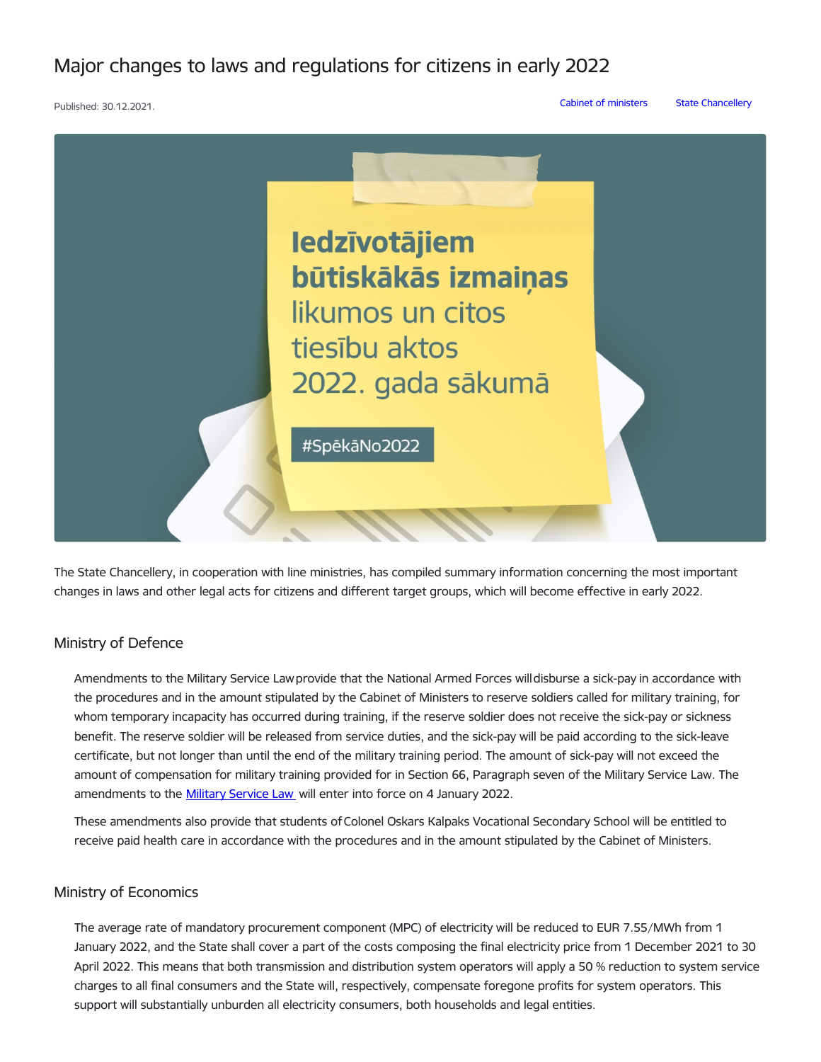# Major changes to laws and regulations for citizens in early 2022

Published: 30.12.2021.

Cabinet of ministers State Chancellery

The State Chancellery, in cooperation with line ministries, has compiled summary information concerning the most important changes in laws and other legal acts for citizens and different target groups, which will become effective in early 2022.

## Ministry of Defence

Amendments to the Military Service Law provide that the National Armed Forces will disburse a sick-pay in accordance with the procedures and in the amount stipulated by the Cabinet of Ministers to reserve soldiers called for military training, for whom temporary incapacity has occurred during training, if the reserve soldier does not receive the sick-pay or sickness benefit. The reserve soldier will be released from service duties, and the sick-pay will be paid according to the sick-leave certificate, but not longer than until the end of the military training period. The amount of sick-pay will not exceed the amount of compensation for military training provided for in Section 66, Paragraph seven of the Military Service Law. The amendments to the Military Service Law will enter into force on 4 January 2022.

These amendments also provide that students of Colonel Oskars Kalpaks Vocational Secondary School will be entitled to receive paid health care in accordance with the procedures and in the amount stipulated by the Cabinet of Ministers.

## Ministry of Economics

The average rate of mandatory procurement component (MPC) of electricity will be reduced to EUR 7.55/MWh from 1 January 2022, and the State shall cover a part of the costs composing the final electricity price from 1 December 2021 to 30 April 2022. This means that both transmission and distribution system operators will apply a 50 % reduction to system service charges to all final consumers and the State will, respectively, compensate foregone profits for system operators. This support will substantially unburden all electricity consumers, both households and legal entities.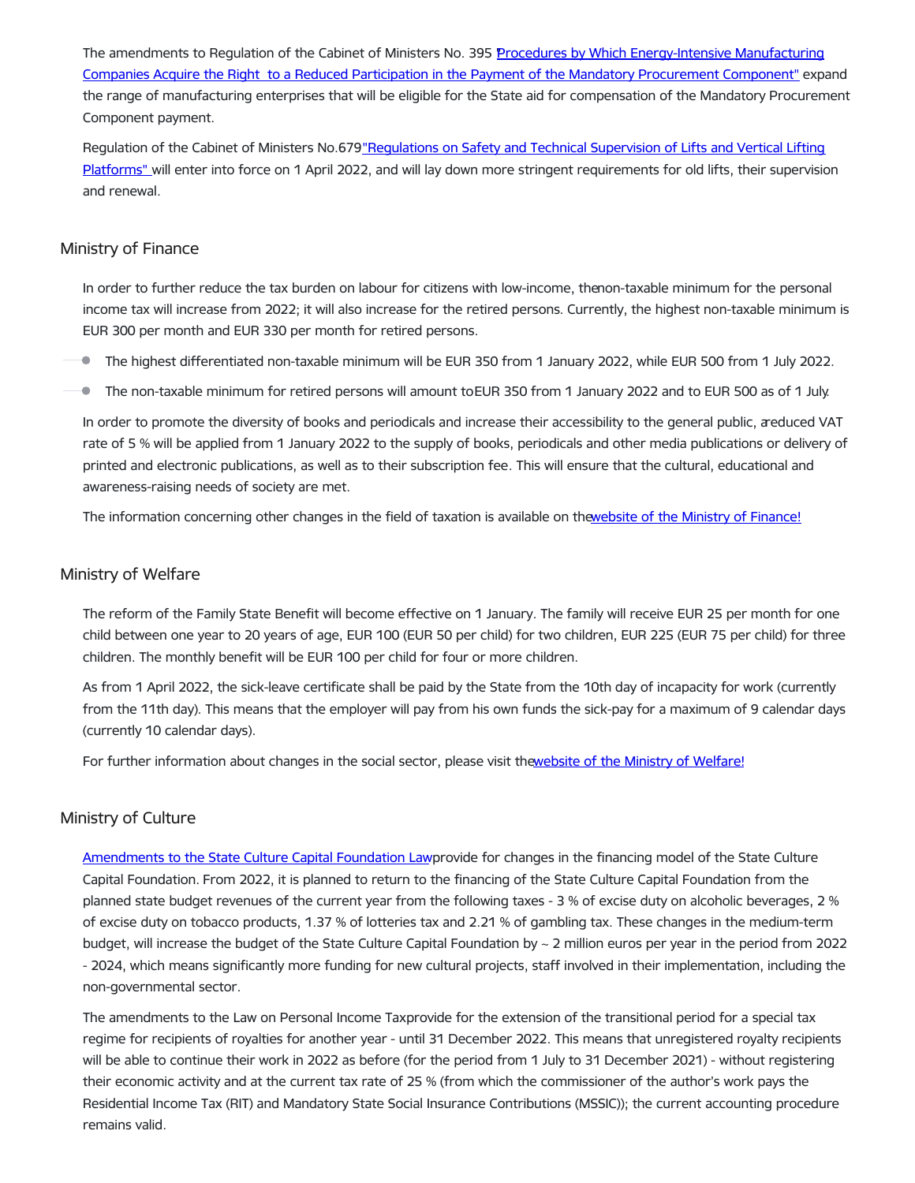The amendments to Regulation of the Cabinet of Ministers No. 395 "Procedures by Which Energy-Intensive Manufacturing Companies Acquire the Right to a Reduced Participation in the Payment of the Mandatory Procurement Component" expand the range of manufacturing enterprises that will be eligible for the State aid for compensation of the Mandatory Procurement Component payment.

Regulation of the Cabinet of Ministers No.679 "Regulations on Safety and Technical Supervision of Lifts and Vertical Lifting Platforms" will enter into force on 1 April 2022, and will lay down more stringent requirements for old lifts, their supervision and renewal.

## Ministry of Finance

In order to further reduce the tax burden on labour for citizens with low-income, the non-taxable minimum for the personal income tax will increase from 2022; it will also increase for the retired persons. Currently, the highest non-taxable minimum is EUR 300 per month and EUR 330 per month for retired persons.

- The highest differentiated non-taxable minimum will be EUR 350 from 1 January 2022, while EUR 500 from 1 July 2022.
- The non-taxable minimum for retired persons will amount to EUR 350 from 1 January 2022 and to EUR 500 as of 1 July.

In order to promote the diversity of books and periodicals and increase their accessibility to the general public, a reduced VAT rate of 5 % will be applied from 1 January 2022 to the supply of books, periodicals and other media publications or delivery of printed and electronic publications, as well as to their subscription fee. This will ensure that the cultural, educational and awareness-raising needs of society are met.

The information concerning other changes in the field of taxation is available on the website of the Ministry of Finance!

## Ministry of Welfare

The reform of the Family State Benefit will become effective on 1 January. The family will receive EUR 25 per month for one child between one year to 20 years of age, EUR 100 (EUR 50 per child) for two children, EUR 225 (EUR 75 per child) for three children. The monthly benefit will be EUR 100 per child for four or more children.

As from 1 April 2022, the sick-leave certificate shall be paid by the State from the 10th day of incapacity for work (currently from the 11th day). This means that the employer will pay from his own funds the sick-pay for a maximum of 9 calendar days (currently 10 calendar days).

For further information about changes in the social sector, please visit the website of the Ministry of Welfare!

## Ministry of Culture

Amendments to the State Culture Capital Foundation Law provide for changes in the financing model of the State Culture Capital Foundation. From 2022, it is planned to return to the financing of the State Culture Capital Foundation from the planned state budget revenues of the current year from the following taxes - 3 % of excise duty on alcoholic beverages, 2 % of excise duty on tobacco products, 1.37 % of lotteries tax and 2.21 % of gambling tax. These changes in the medium-term budget, will increase the budget of the State Culture Capital Foundation by ~ 2 million euros per year in the period from 2022 - 2024, which means significantly more funding for new cultural projects, staff involved in their implementation, including the non-governmental sector.

The amendments to the Law on Personal Income Tax provide for the extension of the transitional period for a special tax regime for recipients of royalties for another year - until 31 December 2022. This means that unregistered royalty recipients will be able to continue their work in 2022 as before (for the period from 1 July to 31 December 2021) - without registering their economic activity and at the current tax rate of 25 % (from which the commissioner of the author's work pays the Residential Income Tax (RIT) and Mandatory State Social Insurance Contributions (MSSIC)); the current accounting procedure remains valid.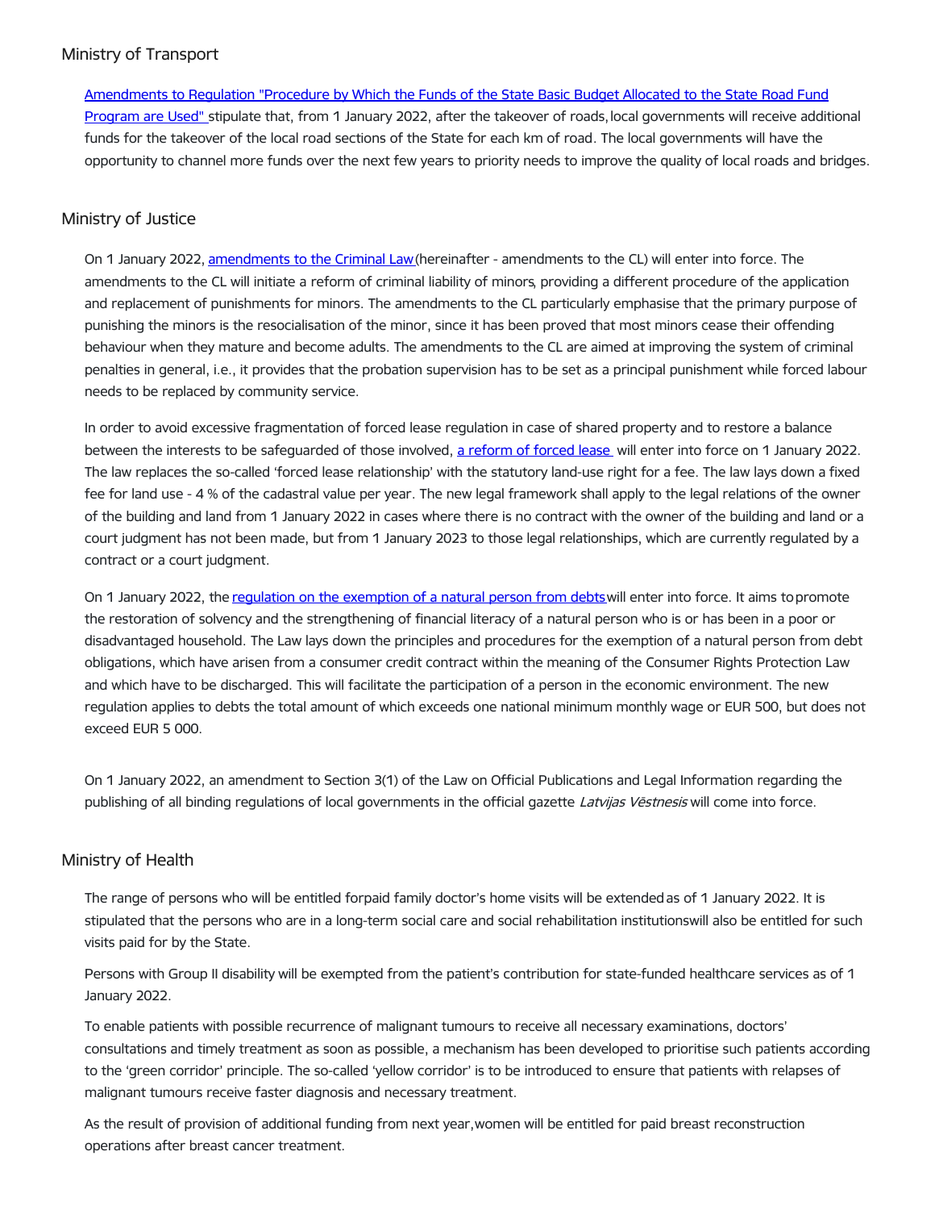## Ministry of Transport

Amendments to Regulation "Procedure by Which the Funds of the State Basic Budget Allocated to the State Road Fund Program are Used" stipulate that, from 1 January 2022, after the takeover of roads, local governments will receive additional funds for the takeover of the local road sections of the State for each km of road. The local governments will have the opportunity to channel more funds over the next few years to priority needs to improve the quality of local roads and bridges.

## Ministry of Justice

On 1 January 2022, amendments to the Criminal Law (hereinafter - amendments to the CL) will enter into force. The amendments to the CL will initiate a reform of criminal liability of minors, providing a different procedure of the application and replacement of punishments for minors. The amendments to the CL particularly emphasise that the primary purpose of punishing the minors is the resocialisation of the minor, since it has been proved that most minors cease their offending behaviour when they mature and become adults. The amendments to the CL are aimed at improving the system of criminal penalties in general, i.e., it provides that the probation supervision has to be set as a principal punishment while forced labour needs to be replaced by community service.

In order to avoid excessive fragmentation of forced lease regulation in case of shared property and to restore a balance between the interests to be safeguarded of those involved, a reform of forced lease will enter into force on 1 January 2022. The law replaces the so-called 'forced lease relationship' with the statutory land-use right for a fee. The law lays down a fixed fee for land use - 4 % of the cadastral value per year. The new legal framework shall apply to the legal relations of the owner of the building and land from 1 January 2022 in cases where there is no contract with the owner of the building and land or a court judgment has not been made, but from 1 January 2023 to those legal relationships, which are currently regulated by a contract or a court judgment.

On 1 January 2022, the regulation on the exemption of a natural person from debts will enter into force. It aims to promote the restoration of solvency and the strengthening of financial literacy of a natural person who is or has been in a poor or disadvantaged household. The Law lays down the principles and procedures for the exemption of a natural person from debt obligations, which have arisen from a consumer credit contract within the meaning of the Consumer Rights Protection Law and which have to be discharged. This will facilitate the participation of a person in the economic environment. The new regulation applies to debts the total amount of which exceeds one national minimum monthly wage or EUR 500, but does not exceed EUR 5 000.

On 1 January 2022, an amendment to Section 3(1) of the Law on Official Publications and Legal Information regarding the publishing of all binding regulations of local governments in the official gazette *Latvijas Vēstnesis* will come into force.

## Ministry of Health

The range of persons who will be entitled for paid family doctor's home visits will be extended as of 1 January 2022. It is stipulated that the persons who are in a long-term social care and social rehabilitation institutions will also be entitled for such visits paid for by the State.

Persons with Group II disability will be exempted from the patient's contribution for state-funded healthcare services as of 1 January 2022.

To enable patients with possible recurrence of malignant tumours to receive all necessary examinations, doctors' consultations and timely treatment as soon as possible, a mechanism has been developed to prioritise such patients according to the 'green corridor' principle. The so-called 'yellow corridor' is to be introduced to ensure that patients with relapses of malignant tumours receive faster diagnosis and necessary treatment.

As the result of provision of additional funding from next year, women will be entitled for paid breast reconstruction operations after breast cancer treatment.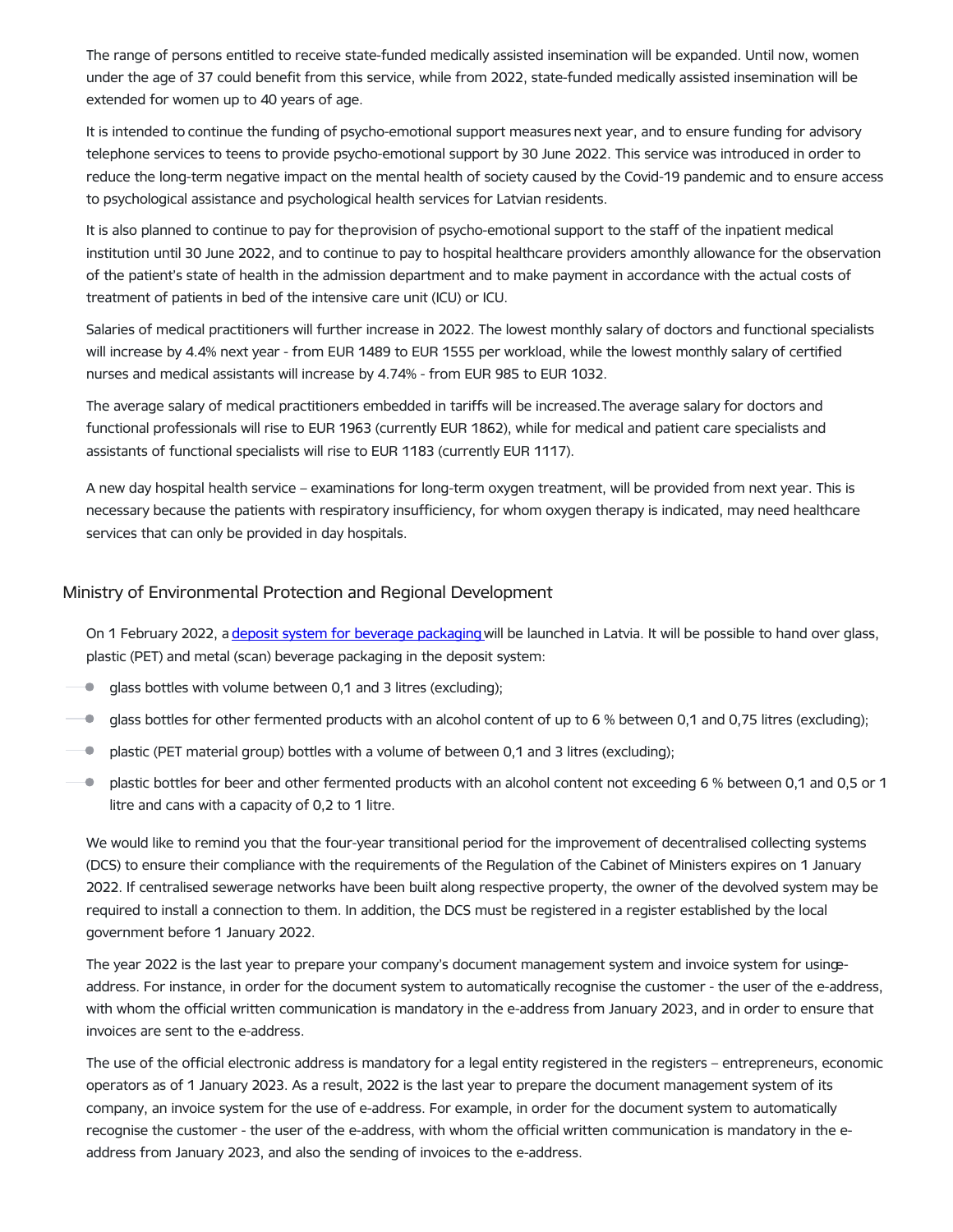The range of persons entitled to receive state-funded medically assisted insemination will be expanded. Until now, women under the age of 37 could benefit from this service, while from 2022, state-funded medically assisted insemination will be extended for women up to 40 years of age.

It is intended to continue the funding of psycho-emotional support measures next year, and to ensure funding for advisory telephone services to teens to provide psycho-emotional support by 30 June 2022. This service was introduced in order to reduce the long-term negative impact on the mental health of society caused by the Covid-19 pandemic and to ensure access to psychological assistance and psychological health services for Latvian residents.

It is also planned to continue to pay for theprovision of psycho-emotional support to the staff of the inpatient medical institution until 30 June 2022, and to continue to pay to hospital healthcare providers amonthly allowance for the observation of the patient's state of health in the admission department and to make payment in accordance with the actual costs of treatment of patients in bed of the intensive care unit (ICU) or ICU.

Salaries of medical practitioners will further increase in 2022. The lowest monthly salary of doctors and functional specialists will increase by 4.4% next year - from EUR 1489 to EUR 1555 per workload, while the lowest monthly salary of certified nurses and medical assistants will increase by 4.74% - from EUR 985 to EUR 1032.

The average salary of medical practitioners embedded in tariffs will be increased. The average salary for doctors and functional professionals will rise to EUR 1963 (currently EUR 1862), while for medical and patient care specialists and assistants of functional specialists will rise to EUR 1183 (currently EUR 1117).

A new day hospital health service – examinations for long-term oxygen treatment, will be provided from next year. This is necessary because the patients with respiratory insufficiency, for whom oxygen therapy is indicated, may need healthcare services that can only be provided in day hospitals.

## Ministry of Environmental Protection and Regional Development

On 1 February 2022, a deposit system for beverage packaging will be launched in Latvia. It will be possible to hand over glass, plastic (PET) and metal (scan) beverage packaging in the deposit system:

- glass bottles with volume between 0,1 and 3 litres (excluding);
- glass bottles for other fermented products with an alcohol content of up to 6 % between 0,1 and 0,75 litres (excluding);
- plastic (PET material group) bottles with a volume of between 0,1 and 3 litres (excluding);
- plastic bottles for beer and other fermented products with an alcohol content not exceeding 6 % between 0,1 and 0,5 or 1 litre and cans with a capacity of 0,2 to 1 litre.

We would like to remind you that the four-year transitional period for the improvement of decentralised collecting systems (DCS) to ensure their compliance with the requirements of the Regulation of the Cabinet of Ministers expires on 1 January 2022. If centralised sewerage networks have been built along respective property, the owner of the devolved system may be required to install a connection to them. In addition, the DCS must be registered in a register established by the local government before 1 January 2022.

The year 2022 is the last year to prepare your company's document management system and invoice system for usinge-address. For instance, in order for the document system to automatically recognise the customer - the user of the e-address, with whom the official written communication is mandatory in the e-address from January 2023, and in order to ensure that invoices are sent to the e-address.

The use of the official electronic address is mandatory for a legal entity registered in the registers – entrepreneurs, economic operators as of 1 January 2023. As a result, 2022 is the last year to prepare the document management system of its company, an invoice system for the use of e-address. For example, in order for the document system to automatically recognise the customer - the user of the e-address, with whom the official written communication is mandatory in the e-address from January 2023, and also the sending of invoices to the e-address.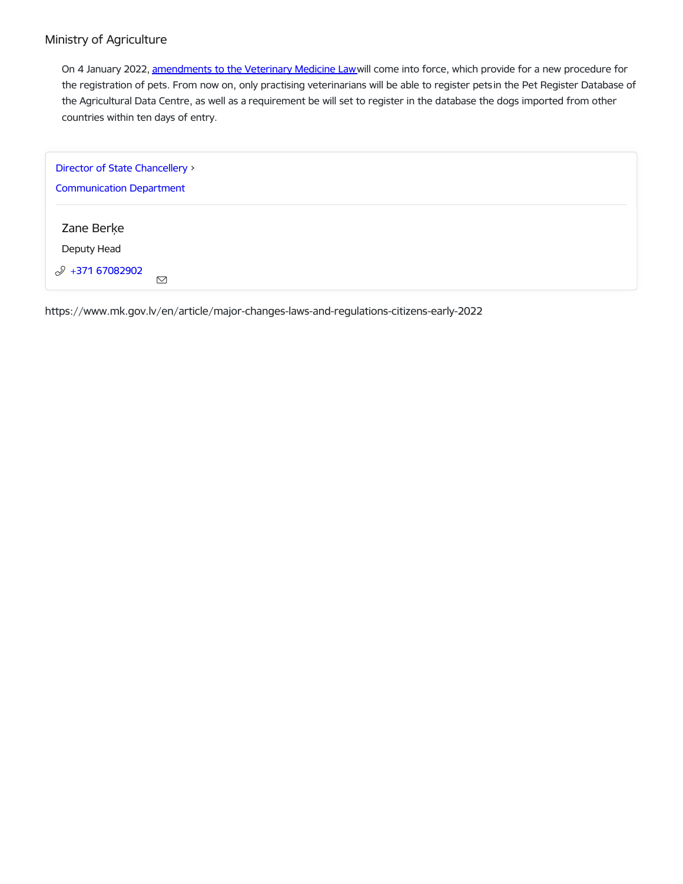Ministry of Agriculture

On 4 January 2022, amendments to the Veterinary Medicine Law will come into force, which provide for a new procedure for the registration of pets. From now on, only practising veterinarians will be able to register pets in the Pet Register Database of the Agricultural Data Centre, as well as a requirement be will set to register in the database the dogs imported from other countries within ten days of entry.

Director of State Chancellery >

Communication Department

Zane Berķe

Deputy Head

+371 67082902

https://www.mk.gov.lv/en/article/major-changes-laws-and-regulations-citizens-early-2022